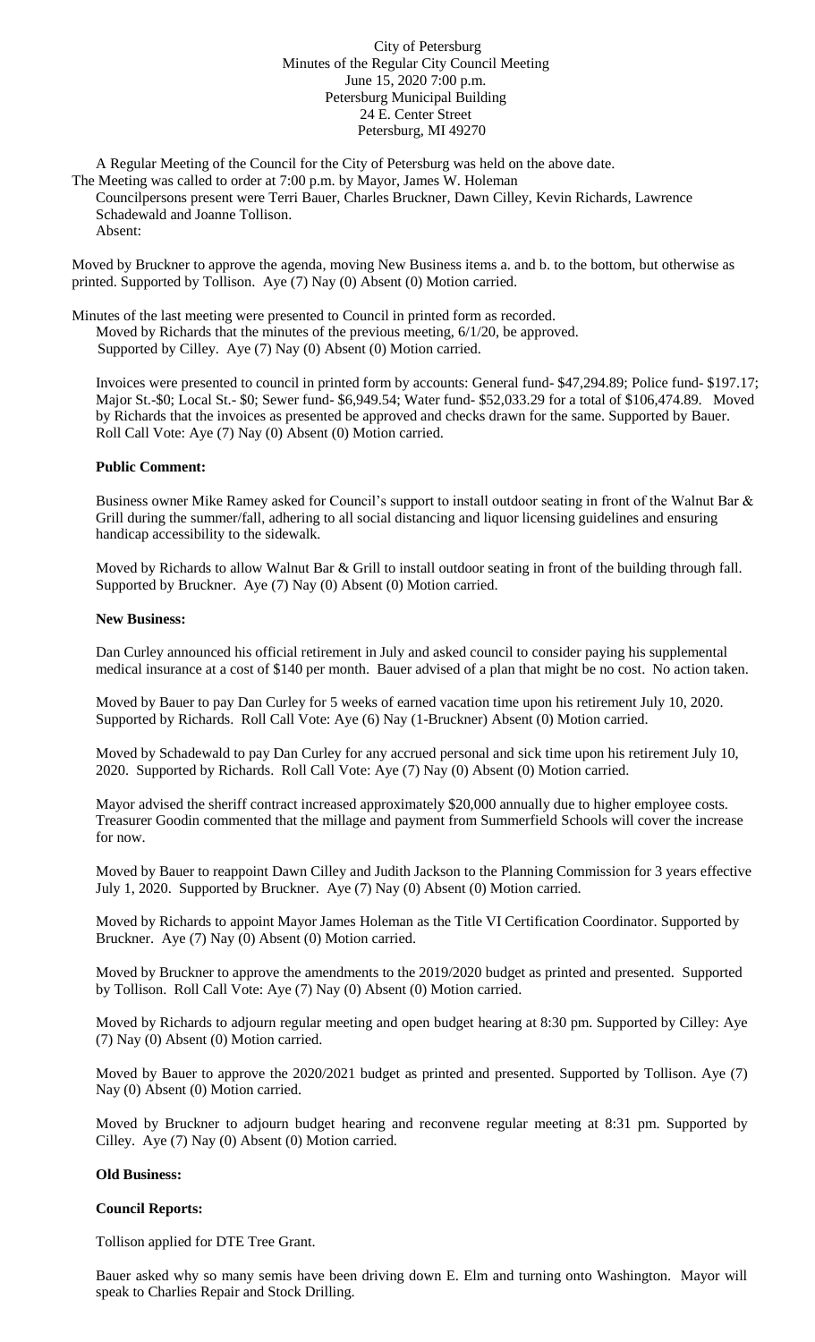City of Petersburg
Minutes of the Regular City Council Meeting
June 15, 2020 7:00 p.m.
Petersburg Municipal Building
24 E. Center Street
Petersburg, MI 49270

A Regular Meeting of the Council for the City of Petersburg was held on the above date.
The Meeting was called to order at 7:00 p.m. by Mayor, James W. Holeman
Councilpersons present were Terri Bauer, Charles Bruckner, Dawn Cilley, Kevin Richards, Lawrence Schadewald and Joanne Tollison.
Absent:

Moved by Bruckner to approve the agenda, moving New Business items a. and b. to the bottom, but otherwise as printed. Supported by Tollison. Aye (7) Nay (0) Absent (0) Motion carried.

Minutes of the last meeting were presented to Council in printed form as recorded.
Moved by Richards that the minutes of the previous meeting, 6/1/20, be approved.
Supported by Cilley. Aye (7) Nay (0) Absent (0) Motion carried.

Invoices were presented to council in printed form by accounts: General fund- $47,294.89; Police fund- $197.17; Major St.-$0; Local St.- $0; Sewer fund- $6,949.54; Water fund- $52,033.29 for a total of $106,474.89. Moved by Richards that the invoices as presented be approved and checks drawn for the same. Supported by Bauer. Roll Call Vote: Aye (7) Nay (0) Absent (0) Motion carried.

**Public Comment:**

Business owner Mike Ramey asked for Council's support to install outdoor seating in front of the Walnut Bar & Grill during the summer/fall, adhering to all social distancing and liquor licensing guidelines and ensuring handicap accessibility to the sidewalk.

Moved by Richards to allow Walnut Bar & Grill to install outdoor seating in front of the building through fall. Supported by Bruckner. Aye (7) Nay (0) Absent (0) Motion carried.

**New Business:**

Dan Curley announced his official retirement in July and asked council to consider paying his supplemental medical insurance at a cost of $140 per month. Bauer advised of a plan that might be no cost. No action taken.

Moved by Bauer to pay Dan Curley for 5 weeks of earned vacation time upon his retirement July 10, 2020. Supported by Richards. Roll Call Vote: Aye (6) Nay (1-Bruckner) Absent (0) Motion carried.

Moved by Schadewald to pay Dan Curley for any accrued personal and sick time upon his retirement July 10, 2020. Supported by Richards. Roll Call Vote: Aye (7) Nay (0) Absent (0) Motion carried.

Mayor advised the sheriff contract increased approximately $20,000 annually due to higher employee costs. Treasurer Goodin commented that the millage and payment from Summerfield Schools will cover the increase for now.

Moved by Bauer to reappoint Dawn Cilley and Judith Jackson to the Planning Commission for 3 years effective July 1, 2020. Supported by Bruckner. Aye (7) Nay (0) Absent (0) Motion carried.

Moved by Richards to appoint Mayor James Holeman as the Title VI Certification Coordinator. Supported by Bruckner. Aye (7) Nay (0) Absent (0) Motion carried.

Moved by Bruckner to approve the amendments to the 2019/2020 budget as printed and presented. Supported by Tollison. Roll Call Vote: Aye (7) Nay (0) Absent (0) Motion carried.

Moved by Richards to adjourn regular meeting and open budget hearing at 8:30 pm. Supported by Cilley: Aye (7) Nay (0) Absent (0) Motion carried.

Moved by Bauer to approve the 2020/2021 budget as printed and presented. Supported by Tollison. Aye (7) Nay (0) Absent (0) Motion carried.

Moved by Bruckner to adjourn budget hearing and reconvene regular meeting at 8:31 pm. Supported by Cilley. Aye (7) Nay (0) Absent (0) Motion carried.

**Old Business:**

**Council Reports:**

Tollison applied for DTE Tree Grant.

Bauer asked why so many semis have been driving down E. Elm and turning onto Washington. Mayor will speak to Charlies Repair and Stock Drilling.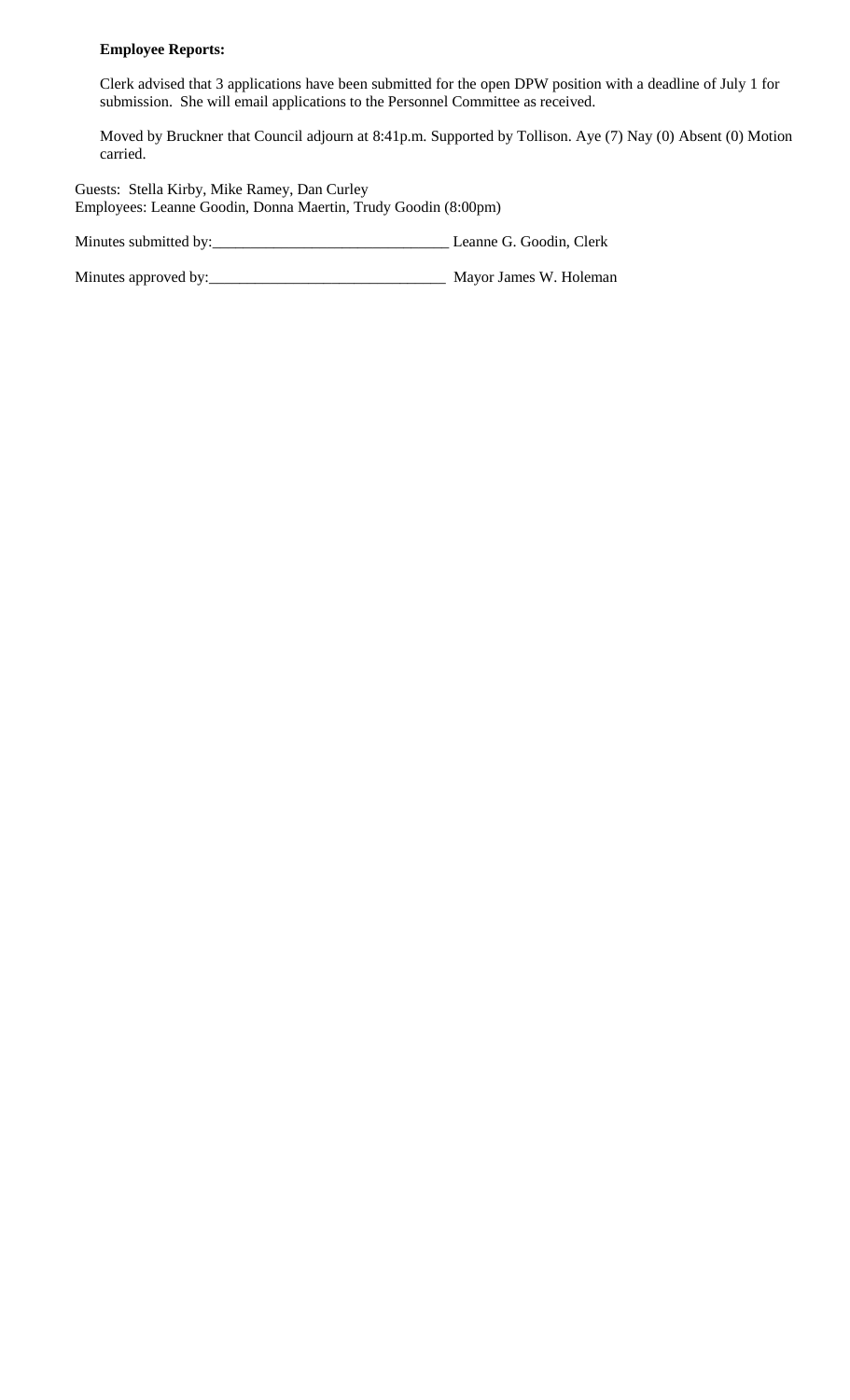**Employee Reports:**

Clerk advised that 3 applications have been submitted for the open DPW position with a deadline of July 1 for submission. She will email applications to the Personnel Committee as received.

Moved by Bruckner that Council adjourn at 8:41p.m. Supported by Tollison. Aye (7) Nay (0) Absent (0) Motion carried.

Guests: Stella Kirby, Mike Ramey, Dan Curley
Employees: Leanne Goodin, Donna Maertin, Trudy Goodin (8:00pm)

Minutes submitted by:______________________________ Leanne G. Goodin, Clerk

Minutes approved by:______________________________ Mayor James W. Holeman